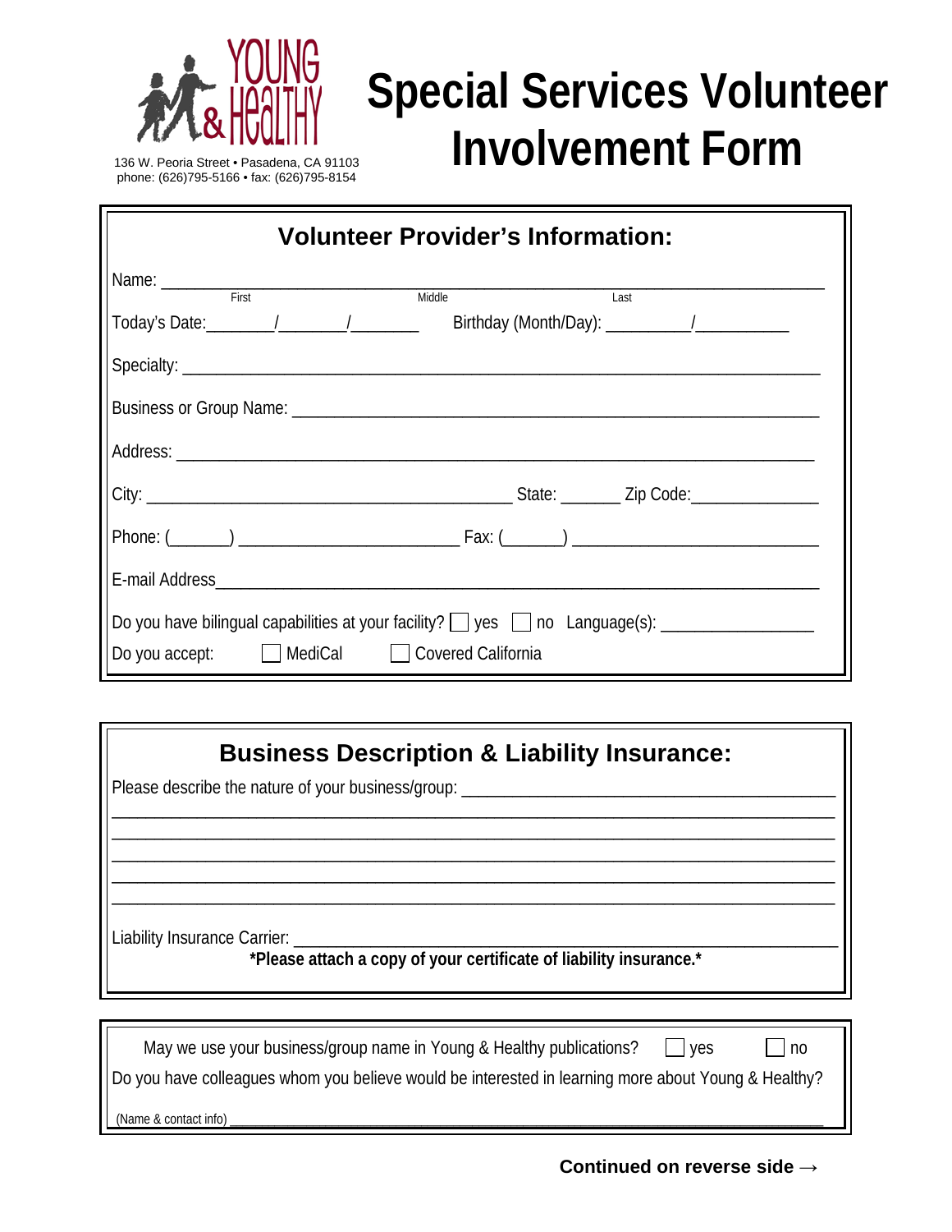YOUNG & Healthy

136 W. Peoria Street • Pasadena, CA 91103
phone: (626)795-5166 • fax: (626)795-8154

# Special Services Volunteer Involvement Form

## Volunteer Provider's Information:

Name: ______________________________________________
First Middle Last

Today's Date:_______/_______/_______ Birthday (Month/Day): _________/__________

Specialty: ______________________________________________

Business or Group Name: ______________________________________________

Address: ______________________________________________

City: ______________________________ State: _______ Zip Code:______________

Phone: (______) ______________________ Fax: (______) ______________________

E-mail Address______________________________________________

Do you have bilingual capabilities at your facility? ☐ yes ☐ no Language(s): ________________

Do you accept: ☐ MediCal ☐ Covered California

## Business Description & Liability Insurance:

Please describe the nature of your business/group: ______________________________________________

______________________________________________

______________________________________________

______________________________________________

______________________________________________

______________________________________________

Liability Insurance Carrier: ______________________________________________

**\*Please attach a copy of your certificate of liability insurance.\***

May we use your business/group name in Young & Healthy publications? ☐ yes ☐ no

Do you have colleagues whom you believe would be interested in learning more about Young & Healthy?

(Name & contact info) ______________________________________________

**Continued on reverse side →**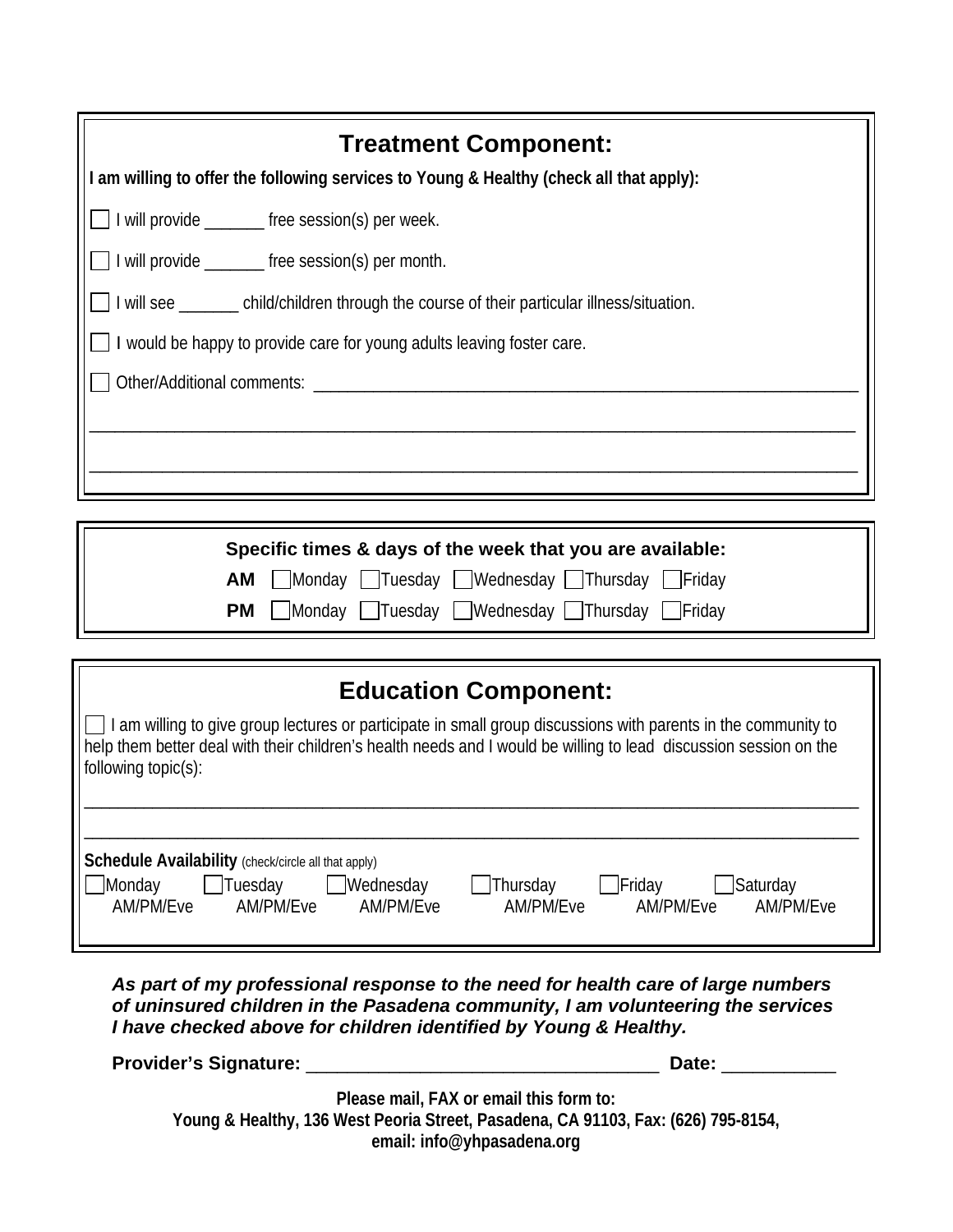## Treatment Component:

**I am willing to offer the following services to Young & Healthy (check all that apply):**

- ☐ I will provide _______ free session(s) per week.
- ☐ I will provide _______ free session(s) per month.
- ☐ I will see _______ child/children through the course of their particular illness/situation.
- ☐ I would be happy to provide care for young adults leaving foster care.
- ☐ Other/Additional comments: ____________________________________________________________

_____________________________________________________________________________________

_____________________________________________________________________________________

**Specific times & days of the week that you are available:**

**AM** ☐ Monday ☐ Tuesday ☐ Wednesday ☐ Thursday ☐ Friday

**PM** ☐ Monday ☐ Tuesday ☐ Wednesday ☐ Thursday ☐ Friday

## Education Component:

☐ I am willing to give group lectures or participate in small group discussions with parents in the community to help them better deal with their children's health needs and I would be willing to lead discussion session on the following topic(s):

_____________________________________________________________________________________

_____________________________________________________________________________________

**Schedule Availability** (check/circle all that apply)

| ☐ Monday | ☐ Tuesday | ☐ Wednesday | ☐ Thursday | ☐ Friday | ☐ Saturday |
|---|---|---|---|---|---|
| AM/PM/Eve | AM/PM/Eve | AM/PM/Eve | AM/PM/Eve | AM/PM/Eve | AM/PM/Eve |

***As part of my professional response to the need for health care of large numbers of uninsured children in the Pasadena community, I am volunteering the services I have checked above for children identified by Young & Healthy.***

**Provider's Signature:** ___________________________________ **Date:** ___________

**Please mail, FAX or email this form to:**
**Young & Healthy, 136 West Peoria Street, Pasadena, CA 91103, Fax: (626) 795-8154,**
**email: info@yhpasadena.org**